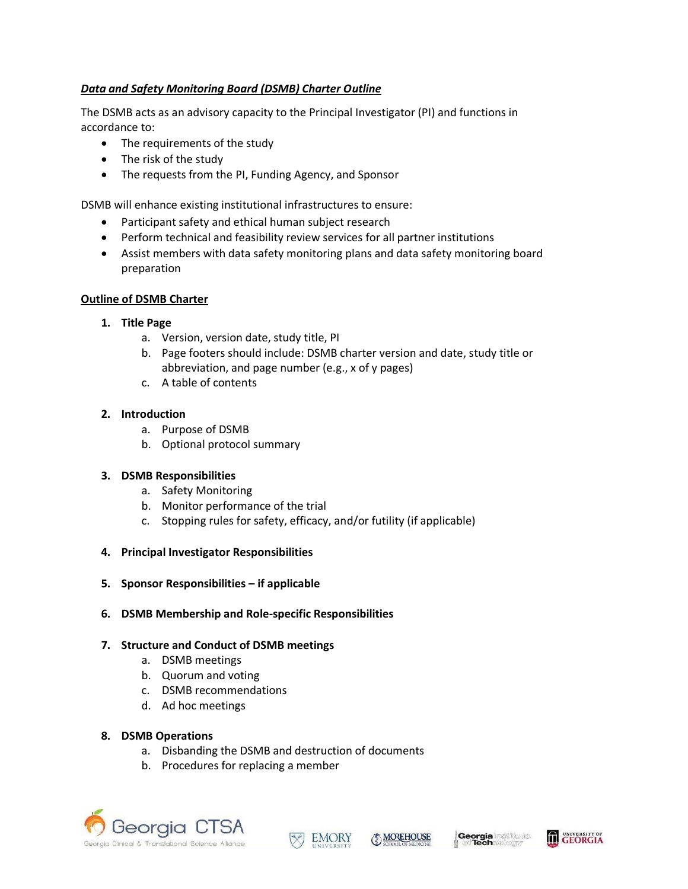***Data and Safety Monitoring Board (DSMB) Charter Outline***

The DSMB acts as an advisory capacity to the Principal Investigator (PI) and functions in accordance to:

- The requirements of the study
- The risk of the study
- The requests from the PI, Funding Agency, and Sponsor

DSMB will enhance existing institutional infrastructures to ensure:

- Participant safety and ethical human subject research
- Perform technical and feasibility review services for all partner institutions
- Assist members with data safety monitoring plans and data safety monitoring board preparation

**Outline of DSMB Charter**

1. **Title Page**
    a. Version, version date, study title, PI
    b. Page footers should include: DSMB charter version and date, study title or abbreviation, and page number (e.g., x of y pages)
    c. A table of contents
2. **Introduction**
    a. Purpose of DSMB
    b. Optional protocol summary
3. **DSMB Responsibilities**
    a. Safety Monitoring
    b. Monitor performance of the trial
    c. Stopping rules for safety, efficacy, and/or futility (if applicable)
4. **Principal Investigator Responsibilities**
5. **Sponsor Responsibilities – if applicable**
6. **DSMB Membership and Role-specific Responsibilities**
7. **Structure and Conduct of DSMB meetings**
    a. DSMB meetings
    b. Quorum and voting
    c. DSMB recommendations
    d. Ad hoc meetings
8. **DSMB Operations**
    a. Disbanding the DSMB and destruction of documents
    b. Procedures for replacing a member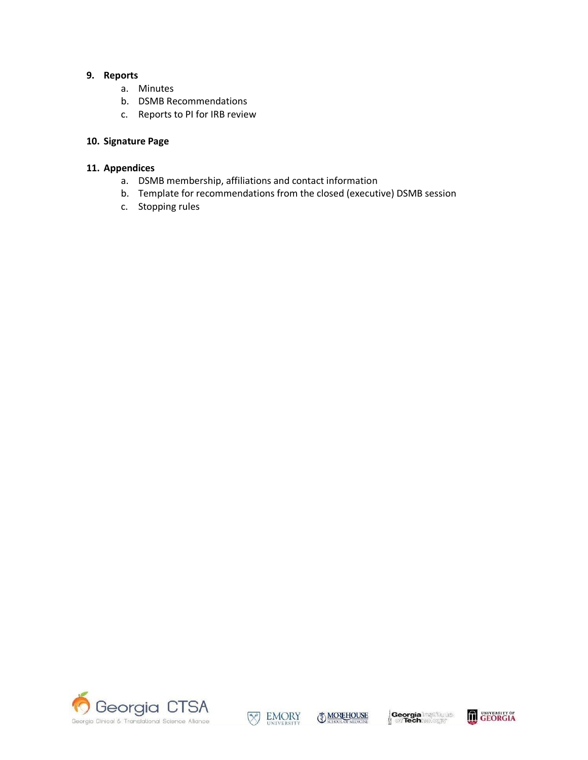9. **Reports**
   a. Minutes
   b. DSMB Recommendations
   c. Reports to PI for IRB review

10. **Signature Page**

11. **Appendices**
    a. DSMB membership, affiliations and contact information
    b. Template for recommendations from the closed (executive) DSMB session
    c. Stopping rules